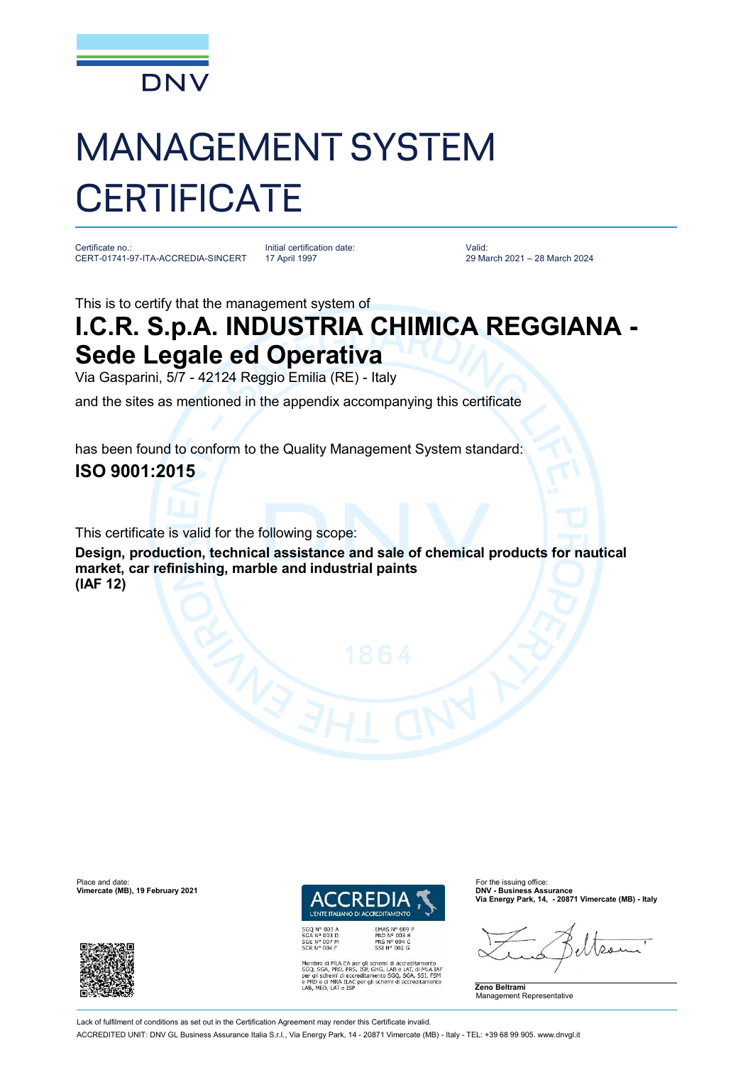DNV

# MANAGEMENT SYSTEM CERTIFICATE

Certificate no.:
CERT-01741-97-ITA-ACCREDIA-SINCERT

Initial certification date:
17 April 1997

Valid:
29 March 2021 – 28 March 2024

This is to certify that the management system of

## I.C.R. S.p.A. INDUSTRIA CHIMICA REGGIANA - Sede Legale ed Operativa

Via Gasparini, 5/7 - 42124 Reggio Emilia (RE) - Italy

and the sites as mentioned in the appendix accompanying this certificate

has been found to conform to the Quality Management System standard:

**ISO 9001:2015**

This certificate is valid for the following scope:

**Design, production, technical assistance and sale of chemical products for nautical market, car refinishing, marble and industrial paints**
**(IAF 12)**

Place and date:
**Vimercate (MB), 19 February 2021**

ACCREDIA
L'ENTE ITALIANO DI ACCREDITAMENTO

SGQ N° 003 A
SGA N° 003 D
SGE N° 007 M
SCR N° 004 F

EMAS N° 009 P
PRD N° 003 B
PRS N° 094 C
SSI N° 002 G

Membro di MLA EA per gli schemi di accreditamento SGQ, SGA, PRD, PRS, ISP, GHG, LAB e LAT, di MLA IAF per gli schemi di accreditamento SGQ, SGA, SSI, FSM e PRD e di MRA ILAC per gli schemi di accreditamento LAB, MED, LAT e ISP

For the issuing office:
**DNV - Business Assurance**
**Via Energy Park, 14, - 20871 Vimercate (MB) - Italy**

**Zeno Beltrami**
Management Representative

Lack of fulfilment of conditions as set out in the Certification Agreement may render this Certificate invalid.

ACCREDITED UNIT: DNV GL Business Assurance Italia S.r.l., Via Energy Park, 14 - 20871 Vimercate (MB) - Italy - TEL: +39 68 99 905. www.dnvgl.it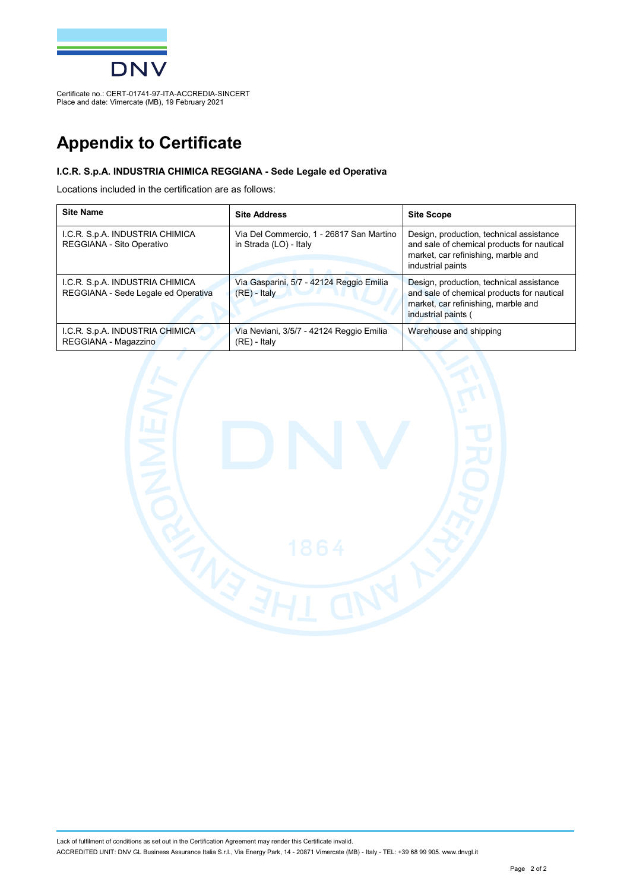Certificate no.: CERT-01741-97-ITA-ACCREDIA-SINCERT
Place and date: Vimercate (MB), 19 February 2021

# Appendix to Certificate

### I.C.R. S.p.A. INDUSTRIA CHIMICA REGGIANA - Sede Legale ed Operativa

Locations included in the certification are as follows:

| Site Name | Site Address | Site Scope |
|---|---|---|
| I.C.R. S.p.A. INDUSTRIA CHIMICA REGGIANA - Sito Operativo | Via Del Commercio, 1 - 26817 San Martino in Strada (LO) - Italy | Design, production, technical assistance and sale of chemical products for nautical market, car refinishing, marble and industrial paints |
| I.C.R. S.p.A. INDUSTRIA CHIMICA REGGIANA - Sede Legale ed Operativa | Via Gasparini, 5/7 - 42124 Reggio Emilia (RE) - Italy | Design, production, technical assistance and sale of chemical products for nautical market, car refinishing, marble and industrial paints ( |
| I.C.R. S.p.A. INDUSTRIA CHIMICA REGGIANA - Magazzino | Via Neviani, 3/5/7 - 42124 Reggio Emilia (RE) - Italy | Warehouse and shipping |

Lack of fulfilment of conditions as set out in the Certification Agreement may render this Certificate invalid.

ACCREDITED UNIT: DNV GL Business Assurance Italia S.r.l., Via Energy Park, 14 - 20871 Vimercate (MB) - Italy - TEL: +39 68 99 905. www.dnvgl.it